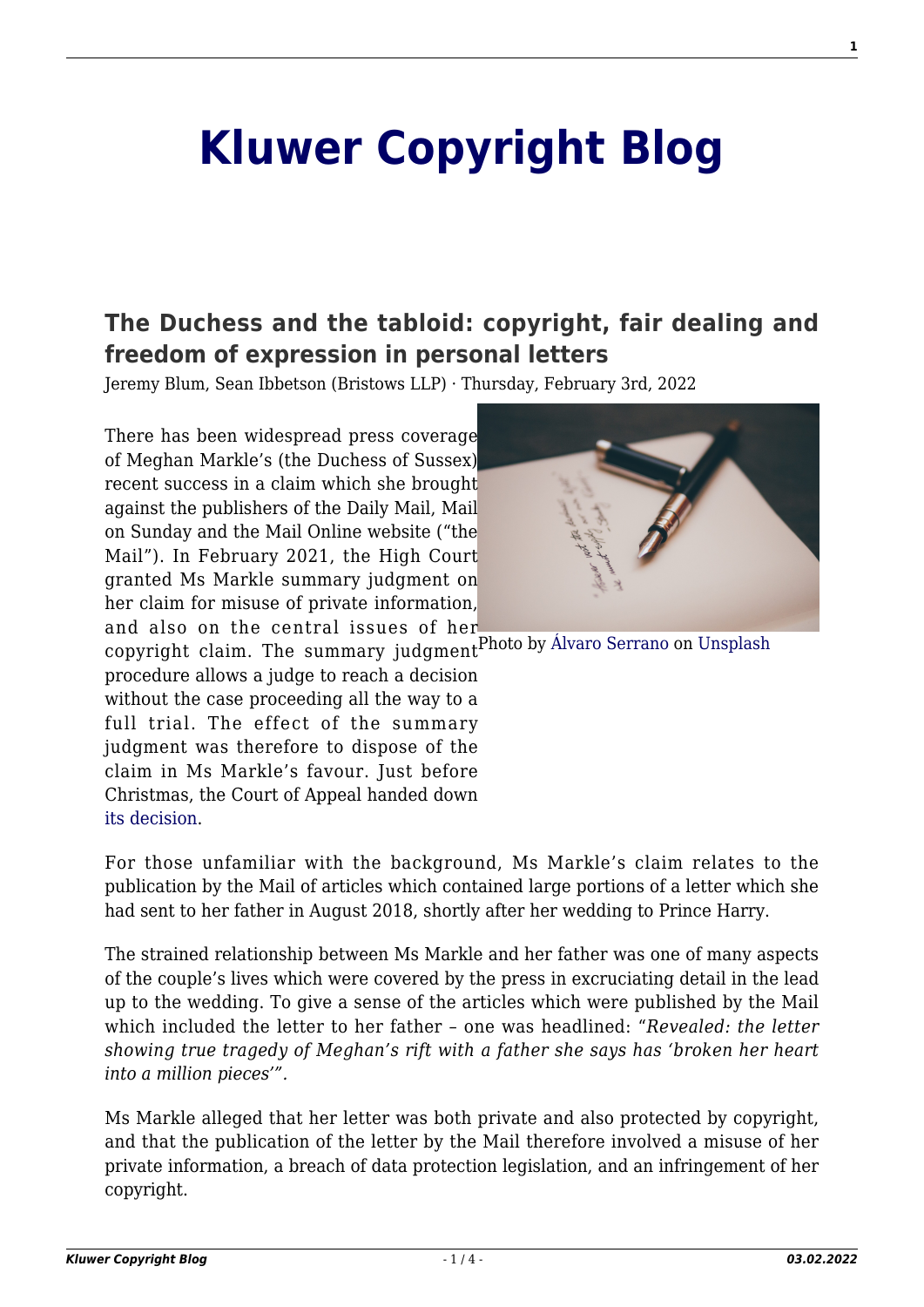# Kluwer Copyright Blog

## The Duchess and the tabloid: copyright, fair dealing and freedom of expression in personal letters

Jeremy Blum, Sean Ibbetson (Bristows LLP) · Thursday, February 3rd, 2022

Photo by Álvaro Serrano on Unsplash

There has been widespread press coverage of Meghan Markle's (the Duchess of Sussex) recent success in a claim which she brought against the publishers of the Daily Mail, Mail on Sunday and the Mail Online website ("the Mail"). In February 2021, the High Court granted Ms Markle summary judgment on her claim for misuse of private information, and also on the central issues of her copyright claim. The summary judgment procedure allows a judge to reach a decision without the case proceeding all the way to a full trial. The effect of the summary judgment was therefore to dispose of the claim in Ms Markle's favour. Just before Christmas, the Court of Appeal handed down its decision.

For those unfamiliar with the background, Ms Markle's claim relates to the publication by the Mail of articles which contained large portions of a letter which she had sent to her father in August 2018, shortly after her wedding to Prince Harry.

The strained relationship between Ms Markle and her father was one of many aspects of the couple's lives which were covered by the press in excruciating detail in the lead up to the wedding. To give a sense of the articles which were published by the Mail which included the letter to her father – one was headlined: "*Revealed: the letter showing true tragedy of Meghan's rift with a father she says has 'broken her heart into a million pieces'*".

Ms Markle alleged that her letter was both private and also protected by copyright, and that the publication of the letter by the Mail therefore involved a misuse of her private information, a breach of data protection legislation, and an infringement of her copyright.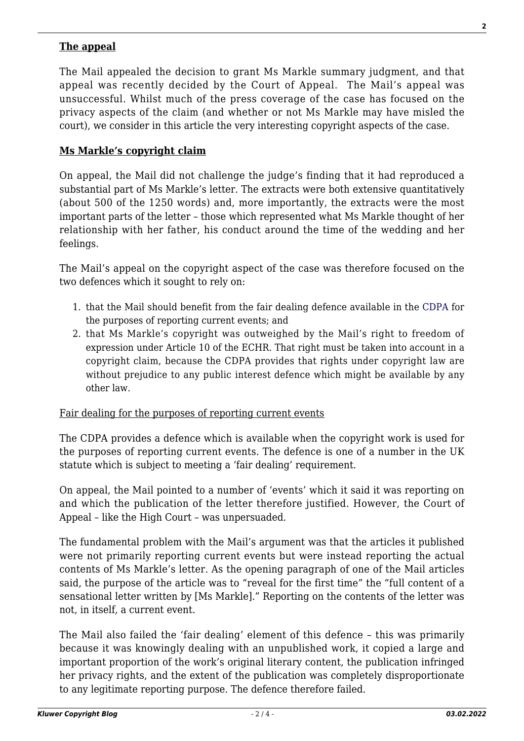## The appeal

The Mail appealed the decision to grant Ms Markle summary judgment, and that appeal was recently decided by the Court of Appeal. The Mail's appeal was unsuccessful. Whilst much of the press coverage of the case has focused on the privacy aspects of the claim (and whether or not Ms Markle may have misled the court), we consider in this article the very interesting copyright aspects of the case.

## Ms Markle's copyright claim

On appeal, the Mail did not challenge the judge's finding that it had reproduced a substantial part of Ms Markle's letter. The extracts were both extensive quantitatively (about 500 of the 1250 words) and, more importantly, the extracts were the most important parts of the letter – those which represented what Ms Markle thought of her relationship with her father, his conduct around the time of the wedding and her feelings.

The Mail's appeal on the copyright aspect of the case was therefore focused on the two defences which it sought to rely on:

1. that the Mail should benefit from the fair dealing defence available in the CDPA for the purposes of reporting current events; and
2. that Ms Markle's copyright was outweighed by the Mail's right to freedom of expression under Article 10 of the ECHR. That right must be taken into account in a copyright claim, because the CDPA provides that rights under copyright law are without prejudice to any public interest defence which might be available by any other law.

### Fair dealing for the purposes of reporting current events

The CDPA provides a defence which is available when the copyright work is used for the purposes of reporting current events. The defence is one of a number in the UK statute which is subject to meeting a 'fair dealing' requirement.

On appeal, the Mail pointed to a number of 'events' which it said it was reporting on and which the publication of the letter therefore justified. However, the Court of Appeal – like the High Court – was unpersuaded.

The fundamental problem with the Mail's argument was that the articles it published were not primarily reporting current events but were instead reporting the actual contents of Ms Markle's letter. As the opening paragraph of one of the Mail articles said, the purpose of the article was to "reveal for the first time" the "full content of a sensational letter written by [Ms Markle]." Reporting on the contents of the letter was not, in itself, a current event.

The Mail also failed the 'fair dealing' element of this defence – this was primarily because it was knowingly dealing with an unpublished work, it copied a large and important proportion of the work's original literary content, the publication infringed her privacy rights, and the extent of the publication was completely disproportionate to any legitimate reporting purpose. The defence therefore failed.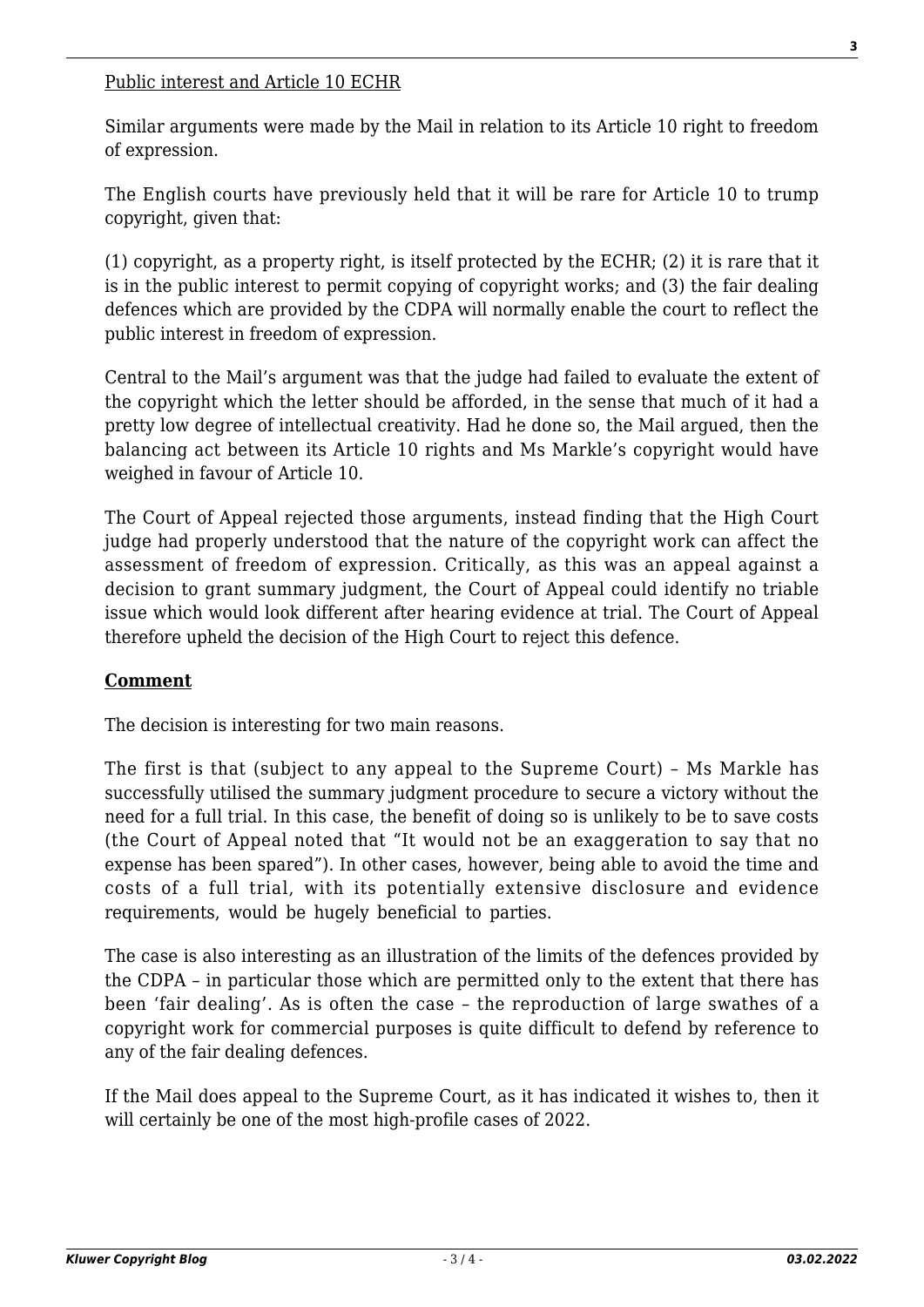Public interest and Article 10 ECHR

Similar arguments were made by the Mail in relation to its Article 10 right to freedom of expression.

The English courts have previously held that it will be rare for Article 10 to trump copyright, given that:

(1) copyright, as a property right, is itself protected by the ECHR; (2) it is rare that it is in the public interest to permit copying of copyright works; and (3) the fair dealing defences which are provided by the CDPA will normally enable the court to reflect the public interest in freedom of expression.

Central to the Mail's argument was that the judge had failed to evaluate the extent of the copyright which the letter should be afforded, in the sense that much of it had a pretty low degree of intellectual creativity. Had he done so, the Mail argued, then the balancing act between its Article 10 rights and Ms Markle's copyright would have weighed in favour of Article 10.

The Court of Appeal rejected those arguments, instead finding that the High Court judge had properly understood that the nature of the copyright work can affect the assessment of freedom of expression. Critically, as this was an appeal against a decision to grant summary judgment, the Court of Appeal could identify no triable issue which would look different after hearing evidence at trial. The Court of Appeal therefore upheld the decision of the High Court to reject this defence.

**Comment**

The decision is interesting for two main reasons.

The first is that (subject to any appeal to the Supreme Court) – Ms Markle has successfully utilised the summary judgment procedure to secure a victory without the need for a full trial. In this case, the benefit of doing so is unlikely to be to save costs (the Court of Appeal noted that "It would not be an exaggeration to say that no expense has been spared"). In other cases, however, being able to avoid the time and costs of a full trial, with its potentially extensive disclosure and evidence requirements, would be hugely beneficial to parties.

The case is also interesting as an illustration of the limits of the defences provided by the CDPA – in particular those which are permitted only to the extent that there has been 'fair dealing'. As is often the case – the reproduction of large swathes of a copyright work for commercial purposes is quite difficult to defend by reference to any of the fair dealing defences.

If the Mail does appeal to the Supreme Court, as it has indicated it wishes to, then it will certainly be one of the most high-profile cases of 2022.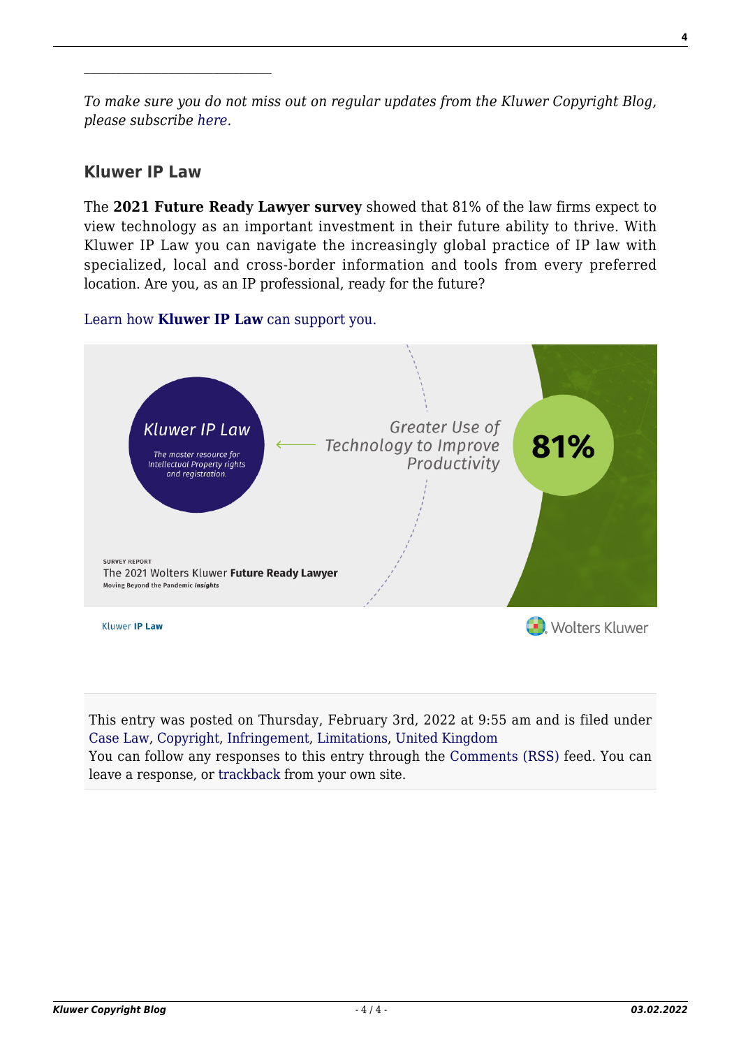---

*To make sure you do not miss out on regular updates from the Kluwer Copyright Blog, please subscribe here.*

### Kluwer IP Law

The **2021 Future Ready Lawyer survey** showed that 81% of the law firms expect to view technology as an important investment in their future ability to thrive. With Kluwer IP Law you can navigate the increasingly global practice of IP law with specialized, local and cross-border information and tools from every preferred location. Are you, as an IP professional, ready for the future?

Learn how **Kluwer IP Law** can support you.

Kluwer IP Law

The master resource for Intellectual Property rights and registration.

Greater Use of Technology to Improve Productivity

81%

SURVEY REPORT

The 2021 Wolters Kluwer **Future Ready Lawyer**

Moving Beyond the Pandemic *Insights*

Kluwer **IP Law**

Wolters Kluwer

This entry was posted on Thursday, February 3rd, 2022 at 9:55 am and is filed under Case Law, Copyright, Infringement, Limitations, United Kingdom
You can follow any responses to this entry through the Comments (RSS) feed. You can leave a response, or trackback from your own site.